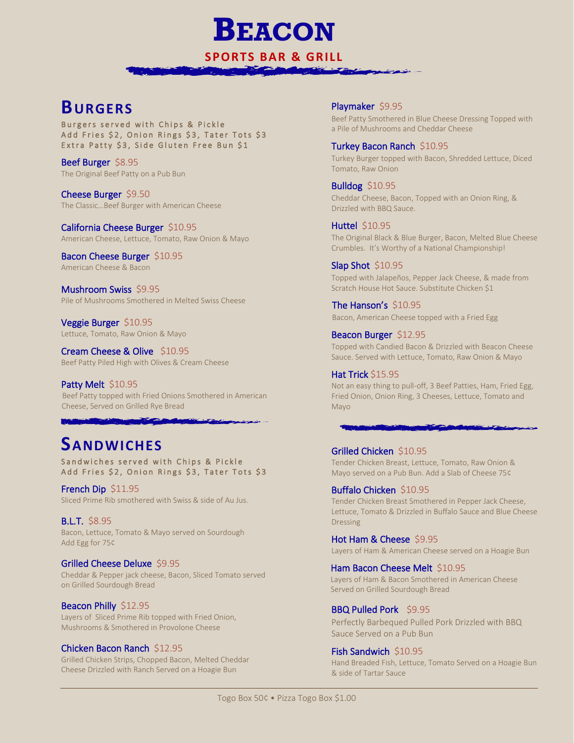# Beacon

## SPORTS BAR & GRILL

## Burgers

Burgers served with Chips & Pickle
Add Fries $2, Onion Rings $3, Tater Tots $3
Extra Patty $3, Side Gluten Free Bun $1

**Beef Burger** $8.95
The Original Beef Patty on a Pub Bun

**Cheese Burger** $9.50
The Classic…Beef Burger with American Cheese

**California Cheese Burger** $10.95
American Cheese, Lettuce, Tomato, Raw Onion & Mayo

**Bacon Cheese Burger** $10.95
American Cheese & Bacon

**Mushroom Swiss** $9.95
Pile of Mushrooms Smothered in Melted Swiss Cheese

**Veggie Burger** $10.95
Lettuce, Tomato, Raw Onion & Mayo

**Cream Cheese & Olive** $10.95
Beef Patty Piled High with Olives & Cream Cheese

**Patty Melt** $10.95
Beef Patty topped with Fried Onions Smothered in American Cheese, Served on Grilled Rye Bread

**Playmaker** $9.95
Beef Patty Smothered in Blue Cheese Dressing Topped with a Pile of Mushrooms and Cheddar Cheese

**Turkey Bacon Ranch** $10.95
Turkey Burger topped with Bacon, Shredded Lettuce, Diced Tomato, Raw Onion

**Bulldog** $10.95
Cheddar Cheese, Bacon, Topped with an Onion Ring, & Drizzled with BBQ Sauce.

**Huttel** $10.95
The Original Black & Blue Burger, Bacon, Melted Blue Cheese Crumbles. It's Worthy of a National Championship!

**Slap Shot** $10.95
Topped with Jalapeños, Pepper Jack Cheese, & made from Scratch House Hot Sauce. Substitute Chicken $1

**The Hanson's** $10.95
Bacon, American Cheese topped with a Fried Egg

**Beacon Burger** $12.95
Topped with Candied Bacon & Drizzled with Beacon Cheese Sauce. Served with Lettuce, Tomato, Raw Onion & Mayo

**Hat Trick** $15.95
Not an easy thing to pull-off, 3 Beef Patties, Ham, Fried Egg, Fried Onion, Onion Ring, 3 Cheeses, Lettuce, Tomato and Mayo

## Sandwiches

Sandwiches served with Chips & Pickle
Add Fries $2, Onion Rings $3, Tater Tots $3

**French Dip** $11.95
Sliced Prime Rib smothered with Swiss & side of Au Jus.

**B.L.T.** $8.95
Bacon, Lettuce, Tomato & Mayo served on Sourdough
Add Egg for 75¢

**Grilled Cheese Deluxe** $9.95
Cheddar & Pepper jack cheese, Bacon, Sliced Tomato served on Grilled Sourdough Bread

**Beacon Philly** $12.95
Layers of Sliced Prime Rib topped with Fried Onion, Mushrooms & Smothered in Provolone Cheese

**Chicken Bacon Ranch** $12.95
Grilled Chicken Strips, Chopped Bacon, Melted Cheddar Cheese Drizzled with Ranch Served on a Hoagie Bun

**Grilled Chicken** $10.95
Tender Chicken Breast, Lettuce, Tomato, Raw Onion & Mayo served on a Pub Bun. Add a Slab of Cheese 75¢

**Buffalo Chicken** $10.95
Tender Chicken Breast Smothered in Pepper Jack Cheese, Lettuce, Tomato & Drizzled in Buffalo Sauce and Blue Cheese Dressing

**Hot Ham & Cheese** $9.95
Layers of Ham & American Cheese served on a Hoagie Bun

**Ham Bacon Cheese Melt** $10.95
Layers of Ham & Bacon Smothered in American Cheese Served on Grilled Sourdough Bread

**BBQ Pulled Pork** $9.95
Perfectly Barbequed Pulled Pork Drizzled with BBQ Sauce Served on a Pub Bun

**Fish Sandwich** $10.95
Hand Breaded Fish, Lettuce, Tomato Served on a Hoagie Bun & side of Tartar Sauce

---

Togo Box 50¢ • Pizza Togo Box $1.00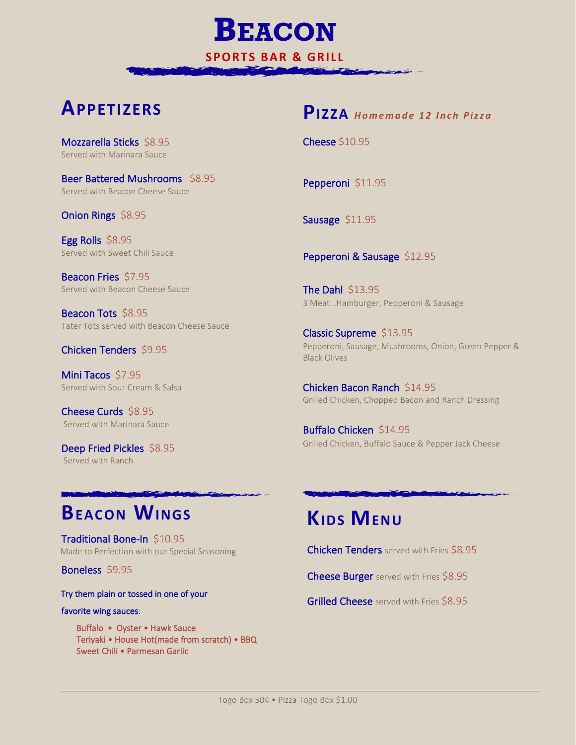# BEACON

## SPORTS BAR & GRILL

## APPETIZERS

**Mozzarella Sticks** $8.95
Served with Marinara Sauce

**Beer Battered Mushrooms** $8.95
Served with Beacon Cheese Sauce

**Onion Rings** $8.95

**Egg Rolls** $8.95
Served with Sweet Chili Sauce

**Beacon Fries** $7.95
Served with Beacon Cheese Sauce

**Beacon Tots** $8.95
Tater Tots served with Beacon Cheese Sauce

**Chicken Tenders** $9.95

**Mini Tacos** $7.95
Served with Sour Cream & Salsa

**Cheese Curds** $8.95
Served with Marinara Sauce

**Deep Fried Pickles** $8.95
Served with Ranch

## BEACON WINGS

**Traditional Bone-In** $10.95
Made to Perfection with our Special Seasoning

**Boneless** $9.95

Try them plain or tossed in one of your favorite wing sauces:

Buffalo • Oyster • Hawk Sauce
Teriyaki • House Hot(made from scratch) • BBQ
Sweet Chili • Parmesan Garlic

## PIZZA *Homemade 12 Inch Pizza*

**Cheese** $10.95

**Pepperoni** $11.95

**Sausage** $11.95

**Pepperoni & Sausage** $12.95

**The Dahl** $13.95
3 Meat…Hamburger, Pepperoni & Sausage

**Classic Supreme** $13.95
Pepperoni, Sausage, Mushrooms, Onion, Green Pepper & Black Olives

**Chicken Bacon Ranch** $14.95
Grilled Chicken, Chopped Bacon and Ranch Dressing

**Buffalo Chicken** $14.95
Grilled Chicken, Buffalo Sauce & Pepper Jack Cheese

## KIDS MENU

**Chicken Tenders** served with Fries $8.95

**Cheese Burger** served with Fries $8.95

**Grilled Cheese** served with Fries $8.95

---

Togo Box 50¢ • Pizza Togo Box $1.00